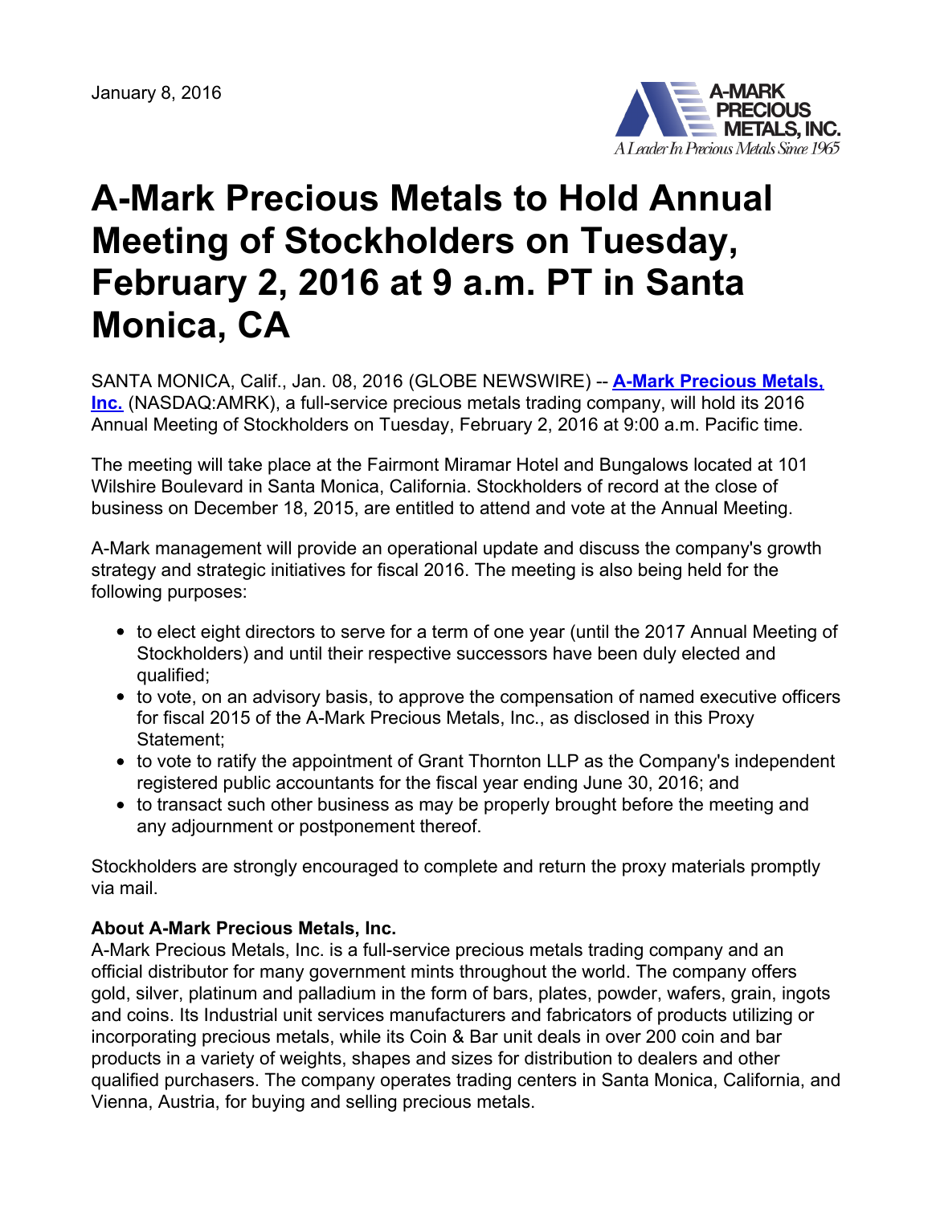January 8, 2016

# A-Mark Precious Metals to Hold Annual Meeting of Stockholders on Tuesday, February 2, 2016 at 9 a.m. PT in Santa Monica, CA

SANTA MONICA, Calif., Jan. 08, 2016 (GLOBE NEWSWIRE) -- **A-Mark Precious Metals, Inc.** (NASDAQ:AMRK), a full-service precious metals trading company, will hold its 2016 Annual Meeting of Stockholders on Tuesday, February 2, 2016 at 9:00 a.m. Pacific time.

The meeting will take place at the Fairmont Miramar Hotel and Bungalows located at 101 Wilshire Boulevard in Santa Monica, California. Stockholders of record at the close of business on December 18, 2015, are entitled to attend and vote at the Annual Meeting.

A-Mark management will provide an operational update and discuss the company's growth strategy and strategic initiatives for fiscal 2016. The meeting is also being held for the following purposes:

- to elect eight directors to serve for a term of one year (until the 2017 Annual Meeting of Stockholders) and until their respective successors have been duly elected and qualified;
- to vote, on an advisory basis, to approve the compensation of named executive officers for fiscal 2015 of the A-Mark Precious Metals, Inc., as disclosed in this Proxy Statement;
- to vote to ratify the appointment of Grant Thornton LLP as the Company's independent registered public accountants for the fiscal year ending June 30, 2016; and
- to transact such other business as may be properly brought before the meeting and any adjournment or postponement thereof.

Stockholders are strongly encouraged to complete and return the proxy materials promptly via mail.

**About A-Mark Precious Metals, Inc.**
A-Mark Precious Metals, Inc. is a full-service precious metals trading company and an official distributor for many government mints throughout the world. The company offers gold, silver, platinum and palladium in the form of bars, plates, powder, wafers, grain, ingots and coins. Its Industrial unit services manufacturers and fabricators of products utilizing or incorporating precious metals, while its Coin & Bar unit deals in over 200 coin and bar products in a variety of weights, shapes and sizes for distribution to dealers and other qualified purchasers. The company operates trading centers in Santa Monica, California, and Vienna, Austria, for buying and selling precious metals.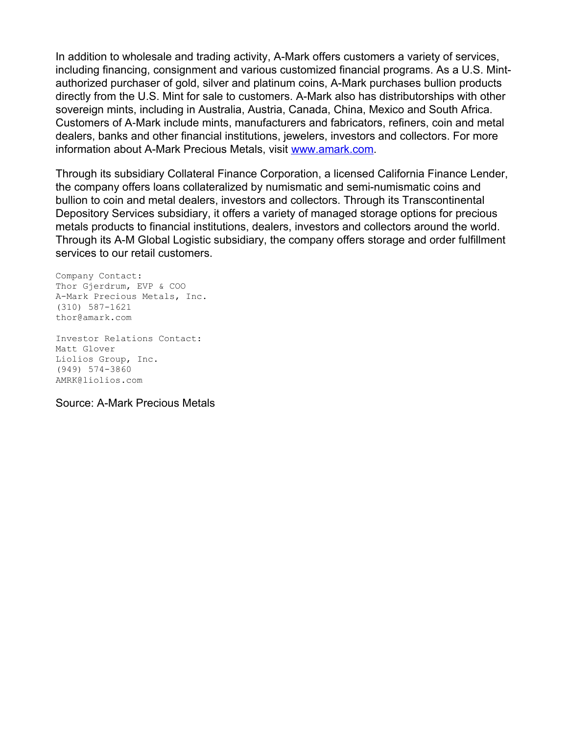In addition to wholesale and trading activity, A-Mark offers customers a variety of services, including financing, consignment and various customized financial programs. As a U.S. Mint-authorized purchaser of gold, silver and platinum coins, A-Mark purchases bullion products directly from the U.S. Mint for sale to customers. A-Mark also has distributorships with other sovereign mints, including in Australia, Austria, Canada, China, Mexico and South Africa. Customers of A-Mark include mints, manufacturers and fabricators, refiners, coin and metal dealers, banks and other financial institutions, jewelers, investors and collectors. For more information about A-Mark Precious Metals, visit [www.amark.com](http://www.amark.com).

Through its subsidiary Collateral Finance Corporation, a licensed California Finance Lender, the company offers loans collateralized by numismatic and semi-numismatic coins and bullion to coin and metal dealers, investors and collectors. Through its Transcontinental Depository Services subsidiary, it offers a variety of managed storage options for precious metals products to financial institutions, dealers, investors and collectors around the world. Through its A-M Global Logistic subsidiary, the company offers storage and order fulfillment services to our retail customers.

```
Company Contact:
Thor Gjerdrum, EVP & COO
A-Mark Precious Metals, Inc.
(310) 587-1621
thor@amark.com

Investor Relations Contact:
Matt Glover
Liolios Group, Inc.
(949) 574-3860
AMRK@liolios.com
```

Source: A-Mark Precious Metals